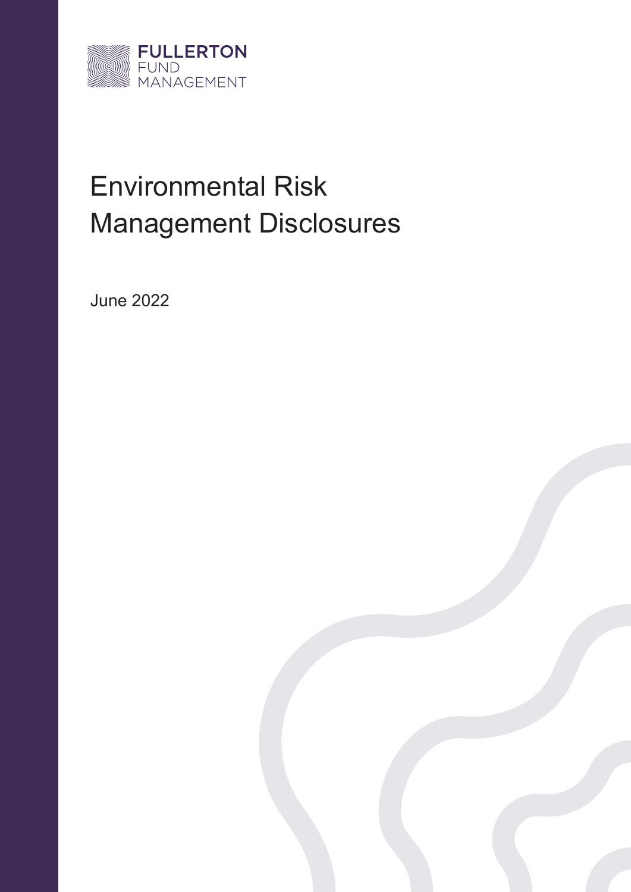FULLERTON FUND MANAGEMENT

# Environmental Risk Management Disclosures

June 2022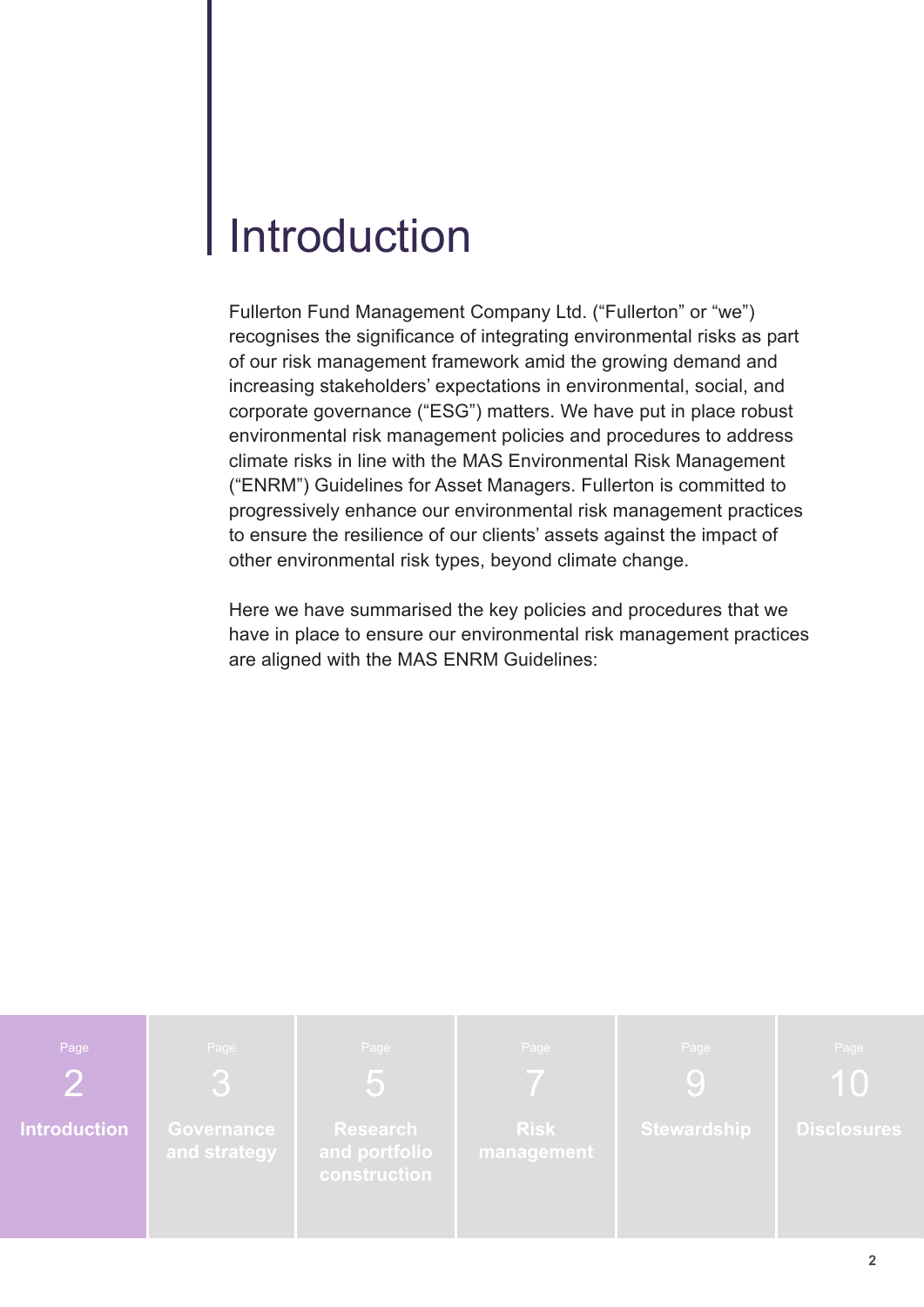# Introduction

Fullerton Fund Management Company Ltd. (“Fullerton” or “we”) recognises the significance of integrating environmental risks as part of our risk management framework amid the growing demand and increasing stakeholders’ expectations in environmental, social, and corporate governance (“ESG”) matters. We have put in place robust environmental risk management policies and procedures to address climate risks in line with the MAS Environmental Risk Management (“ENRM”) Guidelines for Asset Managers. Fullerton is committed to progressively enhance our environmental risk management practices to ensure the resilience of our clients’ assets against the impact of other environmental risk types, beyond climate change.

Here we have summarised the key policies and procedures that we have in place to ensure our environmental risk management practices are aligned with the MAS ENRM Guidelines:

| Page 2 | Page 3 | Page 5 | Page 7 | Page 9 | Page 10 |
| --- | --- | --- | --- | --- | --- |
| Introduction | Governance and strategy | Research and portfolio construction | Risk management | Stewardship | Disclosures |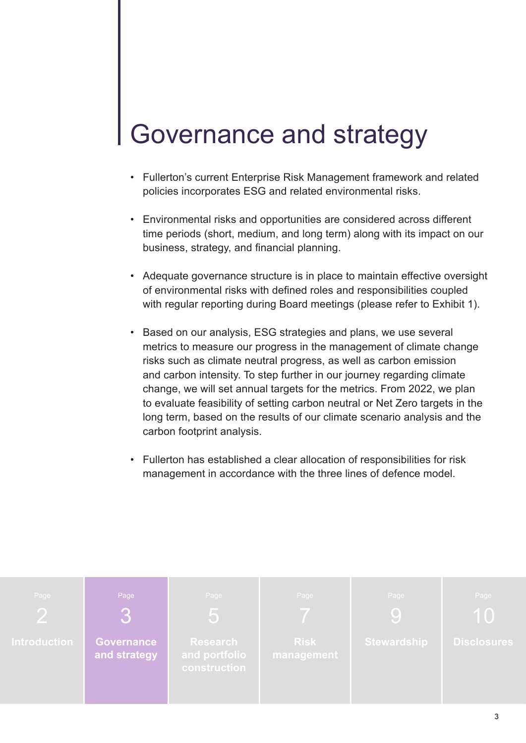# Governance and strategy

- Fullerton's current Enterprise Risk Management framework and related policies incorporates ESG and related environmental risks.
- Environmental risks and opportunities are considered across different time periods (short, medium, and long term) along with its impact on our business, strategy, and financial planning.
- Adequate governance structure is in place to maintain effective oversight of environmental risks with defined roles and responsibilities coupled with regular reporting during Board meetings (please refer to Exhibit 1).
- Based on our analysis, ESG strategies and plans, we use several metrics to measure our progress in the management of climate change risks such as climate neutral progress, as well as carbon emission and carbon intensity. To step further in our journey regarding climate change, we will set annual targets for the metrics. From 2022, we plan to evaluate feasibility of setting carbon neutral or Net Zero targets in the long term, based on the results of our climate scenario analysis and the carbon footprint analysis.
- Fullerton has established a clear allocation of responsibilities for risk management in accordance with the three lines of defence model.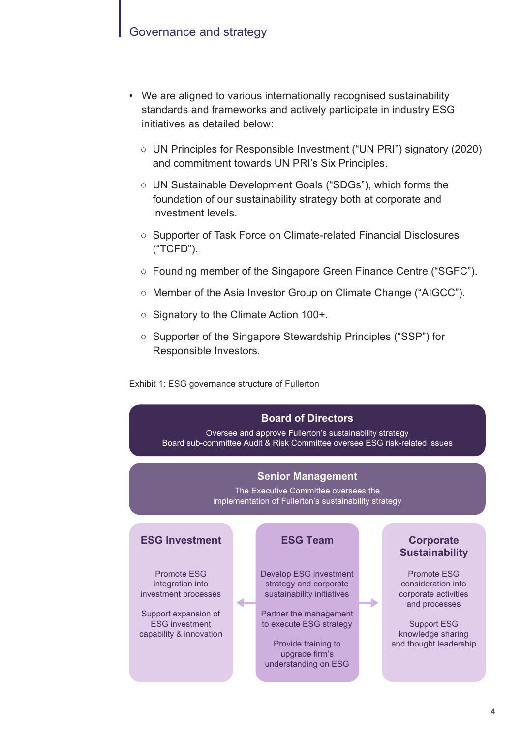## Governance and strategy

- We are aligned to various internationally recognised sustainability standards and frameworks and actively participate in industry ESG initiatives as detailed below:
  - UN Principles for Responsible Investment ("UN PRI") signatory (2020) and commitment towards UN PRI's Six Principles.
  - UN Sustainable Development Goals ("SDGs"), which forms the foundation of our sustainability strategy both at corporate and investment levels.
  - Supporter of Task Force on Climate-related Financial Disclosures ("TCFD").
  - Founding member of the Singapore Green Finance Centre ("SGFC").
  - Member of the Asia Investor Group on Climate Change ("AIGCC").
  - Signatory to the Climate Action 100+.
  - Supporter of the Singapore Stewardship Principles ("SSP") for Responsible Investors.

Exhibit 1: ESG governance structure of Fullerton

**Board of Directors**

Oversee and approve Fullerton's sustainability strategy
Board sub-committee Audit & Risk Committee oversee ESG risk-related issues

**Senior Management**

The Executive Committee oversees the implementation of Fullerton's sustainability strategy

**ESG Investment**

Promote ESG integration into investment processes

Support expansion of ESG investment capability & innovation

**ESG Team**

Develop ESG investment strategy and corporate sustainability initiatives

Partner the management to execute ESG strategy

Provide training to upgrade firm's understanding on ESG

**Corporate Sustainability**

Promote ESG consideration into corporate activities and processes

Support ESG knowledge sharing and thought leadership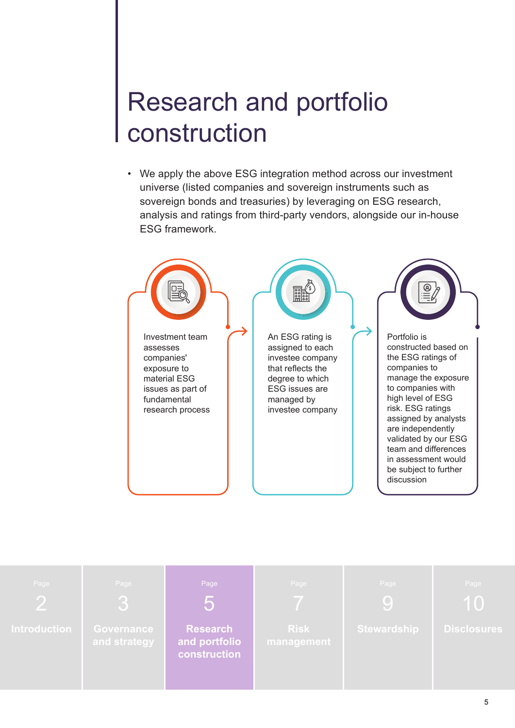# Research and portfolio construction

- We apply the above ESG integration method across our investment universe (listed companies and sovereign instruments such as sovereign bonds and treasuries) by leveraging on ESG research, analysis and ratings from third-party vendors, alongside our in-house ESG framework.

1. Investment team assesses companies' exposure to material ESG issues as part of fundamental research process
2. An ESG rating is assigned to each investee company that reflects the degree to which ESG issues are managed by investee company
3. Portfolio is constructed based on the ESG ratings of companies to manage the exposure to companies with high level of ESG risk. ESG ratings assigned by analysts are independently validated by our ESG team and differences in assessment would be subject to further discussion

| Page 2 | Page 3 | Page 5 | Page 7 | Page 9 | Page 10 |
|---|---|---|---|---|---|
| Introduction | Governance and strategy | Research and portfolio construction | Risk management | Stewardship | Disclosures |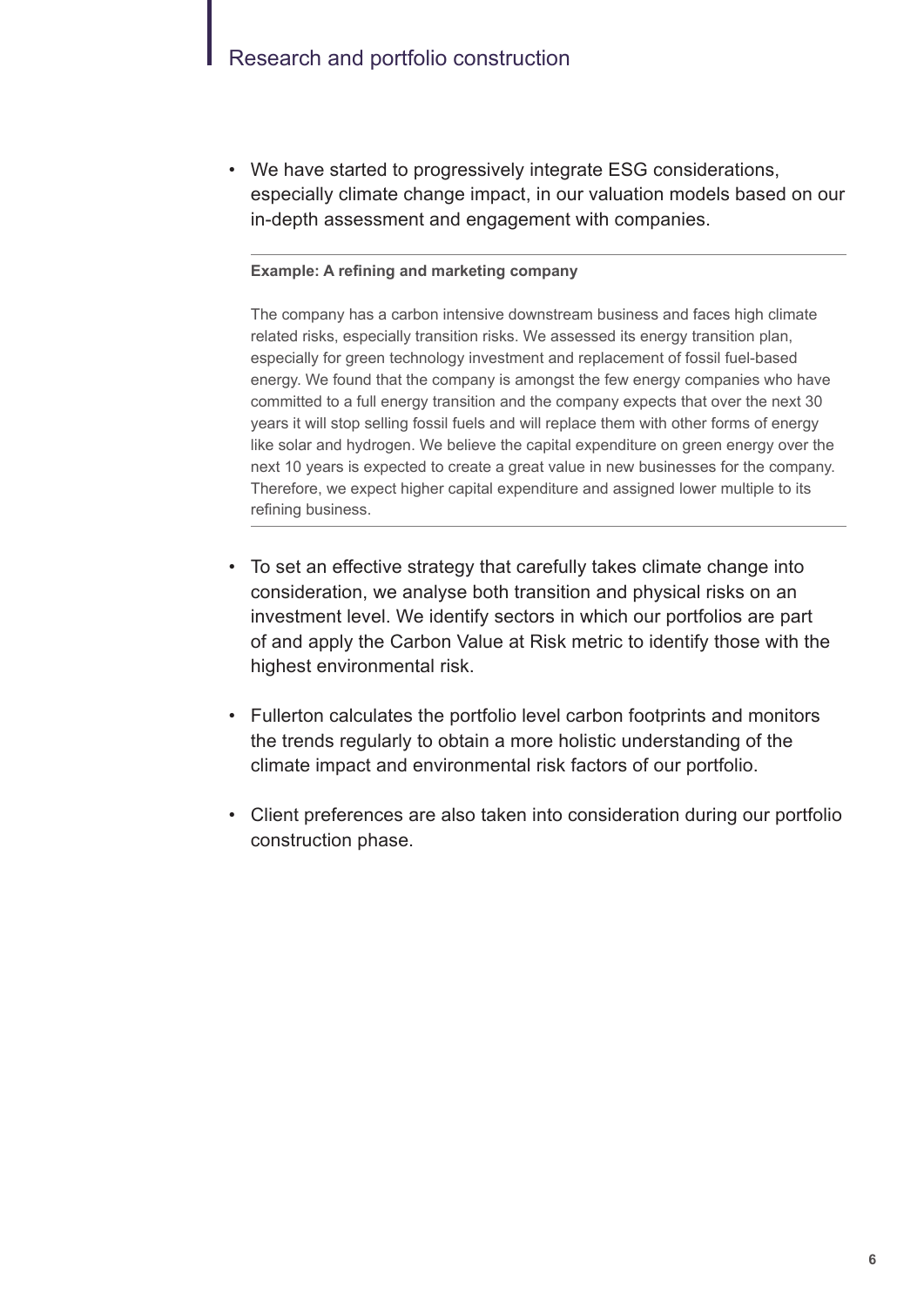## Research and portfolio construction

- We have started to progressively integrate ESG considerations, especially climate change impact, in our valuation models based on our in-depth assessment and engagement with companies.

---

**Example: A refining and marketing company**

The company has a carbon intensive downstream business and faces high climate related risks, especially transition risks. We assessed its energy transition plan, especially for green technology investment and replacement of fossil fuel-based energy. We found that the company is amongst the few energy companies who have committed to a full energy transition and the company expects that over the next 30 years it will stop selling fossil fuels and will replace them with other forms of energy like solar and hydrogen. We believe the capital expenditure on green energy over the next 10 years is expected to create a great value in new businesses for the company. Therefore, we expect higher capital expenditure and assigned lower multiple to its refining business.

---

- To set an effective strategy that carefully takes climate change into consideration, we analyse both transition and physical risks on an investment level. We identify sectors in which our portfolios are part of and apply the Carbon Value at Risk metric to identify those with the highest environmental risk.
- Fullerton calculates the portfolio level carbon footprints and monitors the trends regularly to obtain a more holistic understanding of the climate impact and environmental risk factors of our portfolio.
- Client preferences are also taken into consideration during our portfolio construction phase.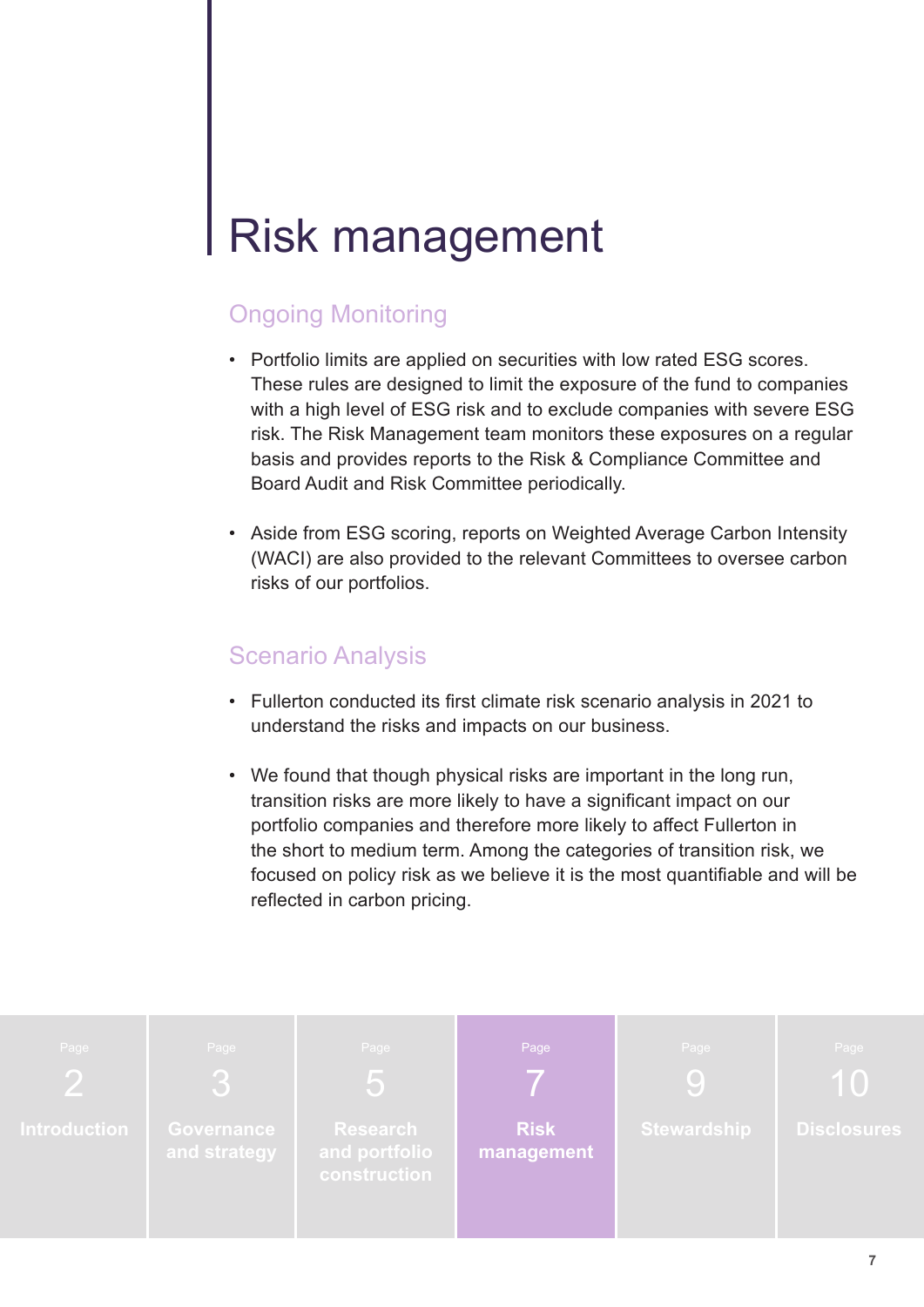# Risk management

## Ongoing Monitoring

- Portfolio limits are applied on securities with low rated ESG scores. These rules are designed to limit the exposure of the fund to companies with a high level of ESG risk and to exclude companies with severe ESG risk. The Risk Management team monitors these exposures on a regular basis and provides reports to the Risk & Compliance Committee and Board Audit and Risk Committee periodically.

- Aside from ESG scoring, reports on Weighted Average Carbon Intensity (WACI) are also provided to the relevant Committees to oversee carbon risks of our portfolios.

## Scenario Analysis

- Fullerton conducted its first climate risk scenario analysis in 2021 to understand the risks and impacts on our business.

- We found that though physical risks are important in the long run, transition risks are more likely to have a significant impact on our portfolio companies and therefore more likely to affect Fullerton in the short to medium term. Among the categories of transition risk, we focused on policy risk as we believe it is the most quantifiable and will be reflected in carbon pricing.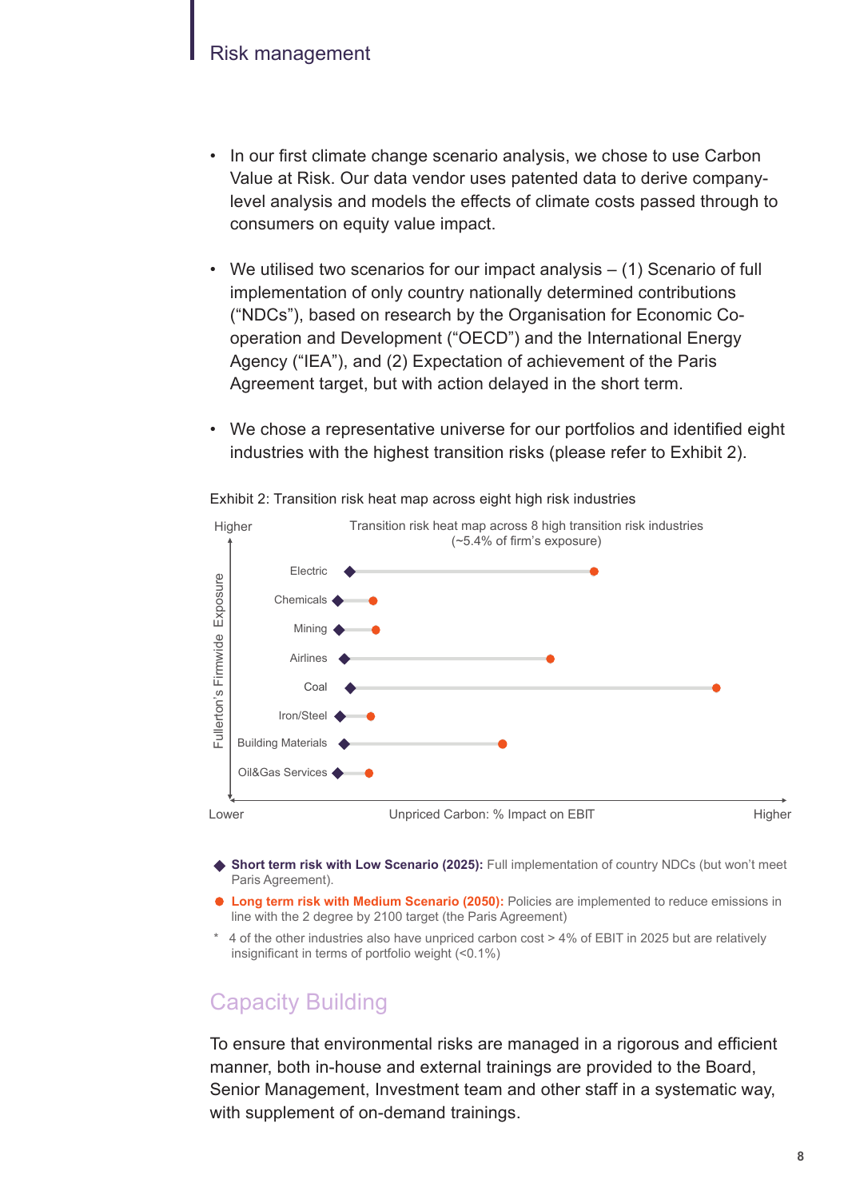## Risk management

- In our first climate change scenario analysis, we chose to use Carbon Value at Risk. Our data vendor uses patented data to derive company-level analysis and models the effects of climate costs passed through to consumers on equity value impact.
- We utilised two scenarios for our impact analysis – (1) Scenario of full implementation of only country nationally determined contributions ("NDCs"), based on research by the Organisation for Economic Co-operation and Development ("OECD") and the International Energy Agency ("IEA"), and (2) Expectation of achievement of the Paris Agreement target, but with action delayed in the short term.
- We chose a representative universe for our portfolios and identified eight industries with the highest transition risks (please refer to Exhibit 2).

Exhibit 2: Transition risk heat map across eight high risk industries

Transition risk heat map across 8 high transition risk industries
(~5.4% of firm's exposure)

Fullerton's Firmwide Exposure (Lower to Higher)

Unpriced Carbon: % Impact on EBIT (Lower to Higher)

Industries: Electric, Chemicals, Mining, Airlines, Coal, Iron/Steel, Building Materials, Oil&Gas Services

◆ **Short term risk with Low Scenario (2025):** Full implementation of country NDCs (but won't meet Paris Agreement).

● **Long term risk with Medium Scenario (2050):** Policies are implemented to reduce emissions in line with the 2 degree by 2100 target (the Paris Agreement)

\* 4 of the other industries also have unpriced carbon cost > 4% of EBIT in 2025 but are relatively insignificant in terms of portfolio weight (<0.1%)

## Capacity Building

To ensure that environmental risks are managed in a rigorous and efficient manner, both in-house and external trainings are provided to the Board, Senior Management, Investment team and other staff in a systematic way, with supplement of on-demand trainings.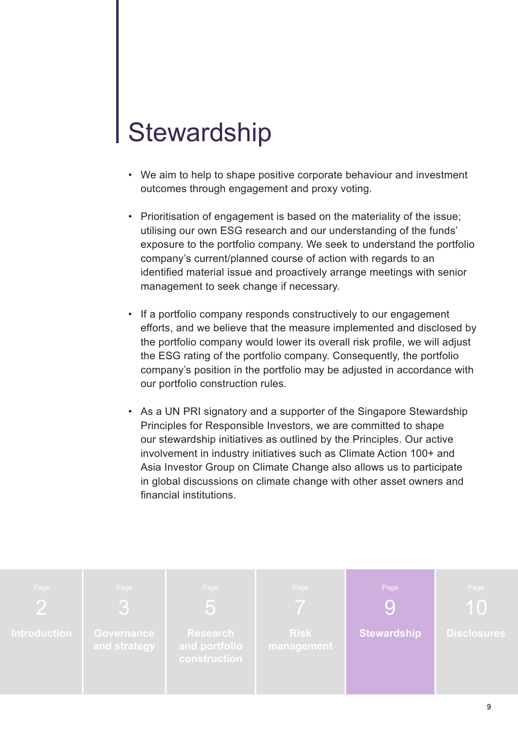# Stewardship

- We aim to help to shape positive corporate behaviour and investment outcomes through engagement and proxy voting.

- Prioritisation of engagement is based on the materiality of the issue; utilising our own ESG research and our understanding of the funds' exposure to the portfolio company. We seek to understand the portfolio company's current/planned course of action with regards to an identified material issue and proactively arrange meetings with senior management to seek change if necessary.

- If a portfolio company responds constructively to our engagement efforts, and we believe that the measure implemented and disclosed by the portfolio company would lower its overall risk profile, we will adjust the ESG rating of the portfolio company. Consequently, the portfolio company's position in the portfolio may be adjusted in accordance with our portfolio construction rules.

- As a UN PRI signatory and a supporter of the Singapore Stewardship Principles for Responsible Investors, we are committed to shape our stewardship initiatives as outlined by the Principles. Our active involvement in industry initiatives such as Climate Action 100+ and Asia Investor Group on Climate Change also allows us to participate in global discussions on climate change with other asset owners and financial institutions.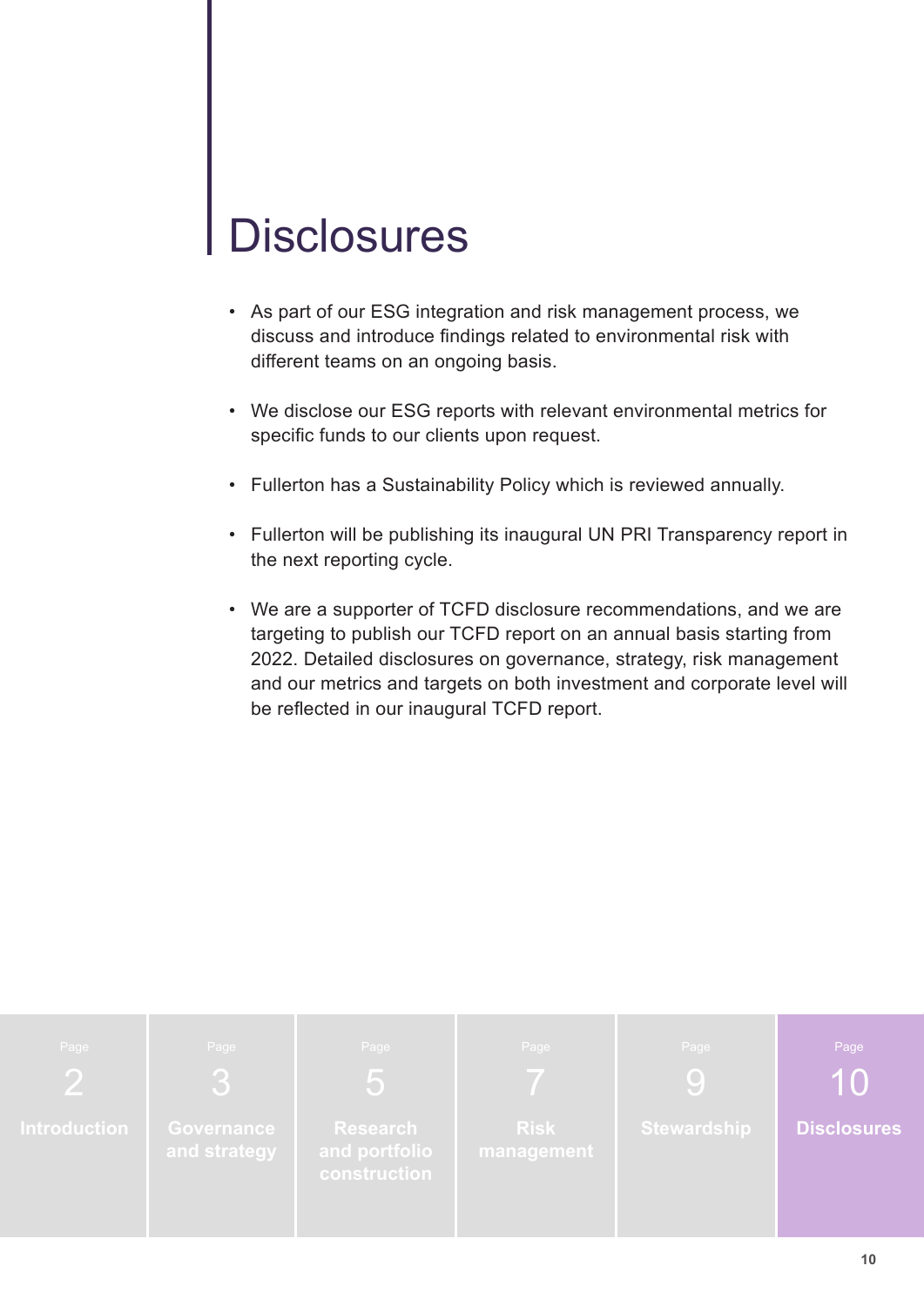# Disclosures

- As part of our ESG integration and risk management process, we discuss and introduce findings related to environmental risk with different teams on an ongoing basis.

- We disclose our ESG reports with relevant environmental metrics for specific funds to our clients upon request.

- Fullerton has a Sustainability Policy which is reviewed annually.

- Fullerton will be publishing its inaugural UN PRI Transparency report in the next reporting cycle.

- We are a supporter of TCFD disclosure recommendations, and we are targeting to publish our TCFD report on an annual basis starting from 2022. Detailed disclosures on governance, strategy, risk management and our metrics and targets on both investment and corporate level will be reflected in our inaugural TCFD report.